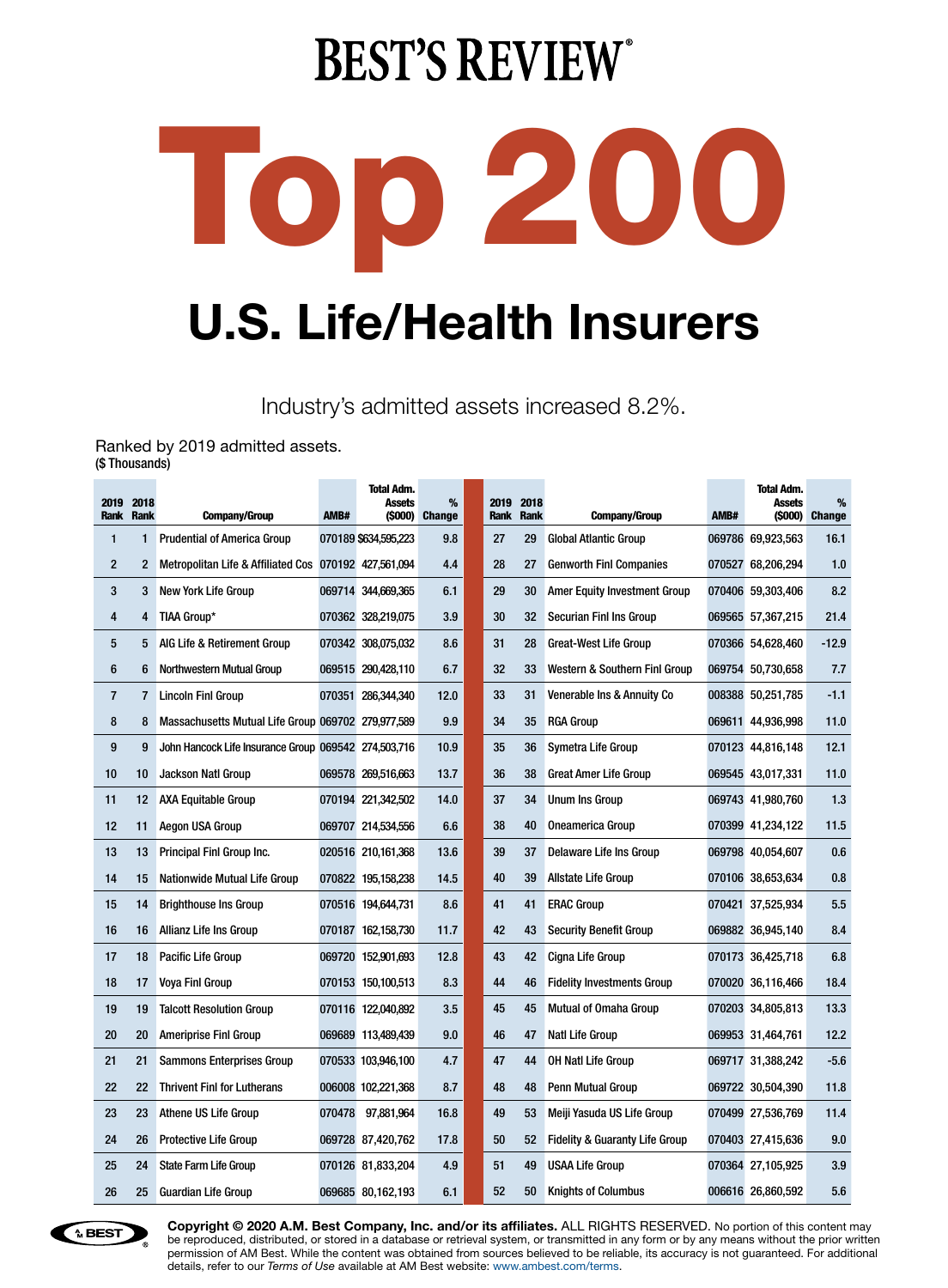# BEST'S REVIEW®

# Top 200

## U.S. Life/Health Insurers

Industry's admitted assets increased 8.2%.

Ranked by 2019 admitted assets.
**($ Thousands)**

| 2019 Rank | 2018 Rank | Company/Group | AMB# | Total Adm. Assets ($000) | % Change |
|---|---|---|---|---|---|
| 1 | 1 | Prudential of America Group | 070189 | $634,595,223 | 9.8 |
| 2 | 2 | Metropolitan Life & Affiliated Cos | 070192 | 427,561,094 | 4.4 |
| 3 | 3 | New York Life Group | 069714 | 344,669,365 | 6.1 |
| 4 | 4 | TIAA Group* | 070362 | 328,219,075 | 3.9 |
| 5 | 5 | AIG Life & Retirement Group | 070342 | 308,075,032 | 8.6 |
| 6 | 6 | Northwestern Mutual Group | 069515 | 290,428,110 | 6.7 |
| 7 | 7 | Lincoln Finl Group | 070351 | 286,344,340 | 12.0 |
| 8 | 8 | Massachusetts Mutual Life Group | 069702 | 279,977,589 | 9.9 |
| 9 | 9 | John Hancock Life Insurance Group | 069542 | 274,503,716 | 10.9 |
| 10 | 10 | Jackson Natl Group | 069578 | 269,516,663 | 13.7 |
| 11 | 12 | AXA Equitable Group | 070194 | 221,342,502 | 14.0 |
| 12 | 11 | Aegon USA Group | 069707 | 214,534,556 | 6.6 |
| 13 | 13 | Principal Finl Group Inc. | 020516 | 210,161,368 | 13.6 |
| 14 | 15 | Nationwide Mutual Life Group | 070822 | 195,158,238 | 14.5 |
| 15 | 14 | Brighthouse Ins Group | 070516 | 194,644,731 | 8.6 |
| 16 | 16 | Allianz Life Ins Group | 070187 | 162,158,730 | 11.7 |
| 17 | 18 | Pacific Life Group | 069720 | 152,901,693 | 12.8 |
| 18 | 17 | Voya Finl Group | 070153 | 150,100,513 | 8.3 |
| 19 | 19 | Talcott Resolution Group | 070116 | 122,040,892 | 3.5 |
| 20 | 20 | Ameriprise Finl Group | 069689 | 113,489,439 | 9.0 |
| 21 | 21 | Sammons Enterprises Group | 070533 | 103,946,100 | 4.7 |
| 22 | 22 | Thrivent Finl for Lutherans | 006008 | 102,221,368 | 8.7 |
| 23 | 23 | Athene US Life Group | 070478 | 97,881,964 | 16.8 |
| 24 | 26 | Protective Life Group | 069728 | 87,420,762 | 17.8 |
| 25 | 24 | State Farm Life Group | 070126 | 81,833,204 | 4.9 |
| 26 | 25 | Guardian Life Group | 069685 | 80,162,193 | 6.1 |
| 27 | 29 | Global Atlantic Group | 069786 | 69,923,563 | 16.1 |
| 28 | 27 | Genworth Finl Companies | 070527 | 68,206,294 | 1.0 |
| 29 | 30 | Amer Equity Investment Group | 070406 | 59,303,406 | 8.2 |
| 30 | 32 | Securian Finl Ins Group | 069565 | 57,367,215 | 21.4 |
| 31 | 28 | Great-West Life Group | 070366 | 54,628,460 | -12.9 |
| 32 | 33 | Western & Southern Finl Group | 069754 | 50,730,658 | 7.7 |
| 33 | 31 | Venerable Ins & Annuity Co | 008388 | 50,251,785 | -1.1 |
| 34 | 35 | RGA Group | 069611 | 44,936,998 | 11.0 |
| 35 | 36 | Symetra Life Group | 070123 | 44,816,148 | 12.1 |
| 36 | 38 | Great Amer Life Group | 069545 | 43,017,331 | 11.0 |
| 37 | 34 | Unum Ins Group | 069743 | 41,980,760 | 1.3 |
| 38 | 40 | Oneamerica Group | 070399 | 41,234,122 | 11.5 |
| 39 | 37 | Delaware Life Ins Group | 069798 | 40,054,607 | 0.6 |
| 40 | 39 | Allstate Life Group | 070106 | 38,653,634 | 0.8 |
| 41 | 41 | ERAC Group | 070421 | 37,525,934 | 5.5 |
| 42 | 43 | Security Benefit Group | 069882 | 36,945,140 | 8.4 |
| 43 | 42 | Cigna Life Group | 070173 | 36,425,718 | 6.8 |
| 44 | 46 | Fidelity Investments Group | 070020 | 36,116,466 | 18.4 |
| 45 | 45 | Mutual of Omaha Group | 070203 | 34,805,813 | 13.3 |
| 46 | 47 | Natl Life Group | 069953 | 31,464,761 | 12.2 |
| 47 | 44 | OH Natl Life Group | 069717 | 31,388,242 | -5.6 |
| 48 | 48 | Penn Mutual Group | 069722 | 30,504,390 | 11.8 |
| 49 | 53 | Meiji Yasuda US Life Group | 070499 | 27,536,769 | 11.4 |
| 50 | 52 | Fidelity & Guaranty Life Group | 070403 | 27,415,636 | 9.0 |
| 51 | 49 | USAA Life Group | 070364 | 27,105,925 | 3.9 |
| 52 | 50 | Knights of Columbus | 006616 | 26,860,592 | 5.6 |

**Copyright © 2020 A.M. Best Company, Inc. and/or its affiliates.** ALL RIGHTS RESERVED. No portion of this content may be reproduced, distributed, or stored in a database or retrieval system, or transmitted in any form or by any means without the prior written permission of AM Best. While the content was obtained from sources believed to be reliable, its accuracy is not guaranteed. For additional details, refer to our *Terms of Use* available at AM Best website: www.ambest.com/terms.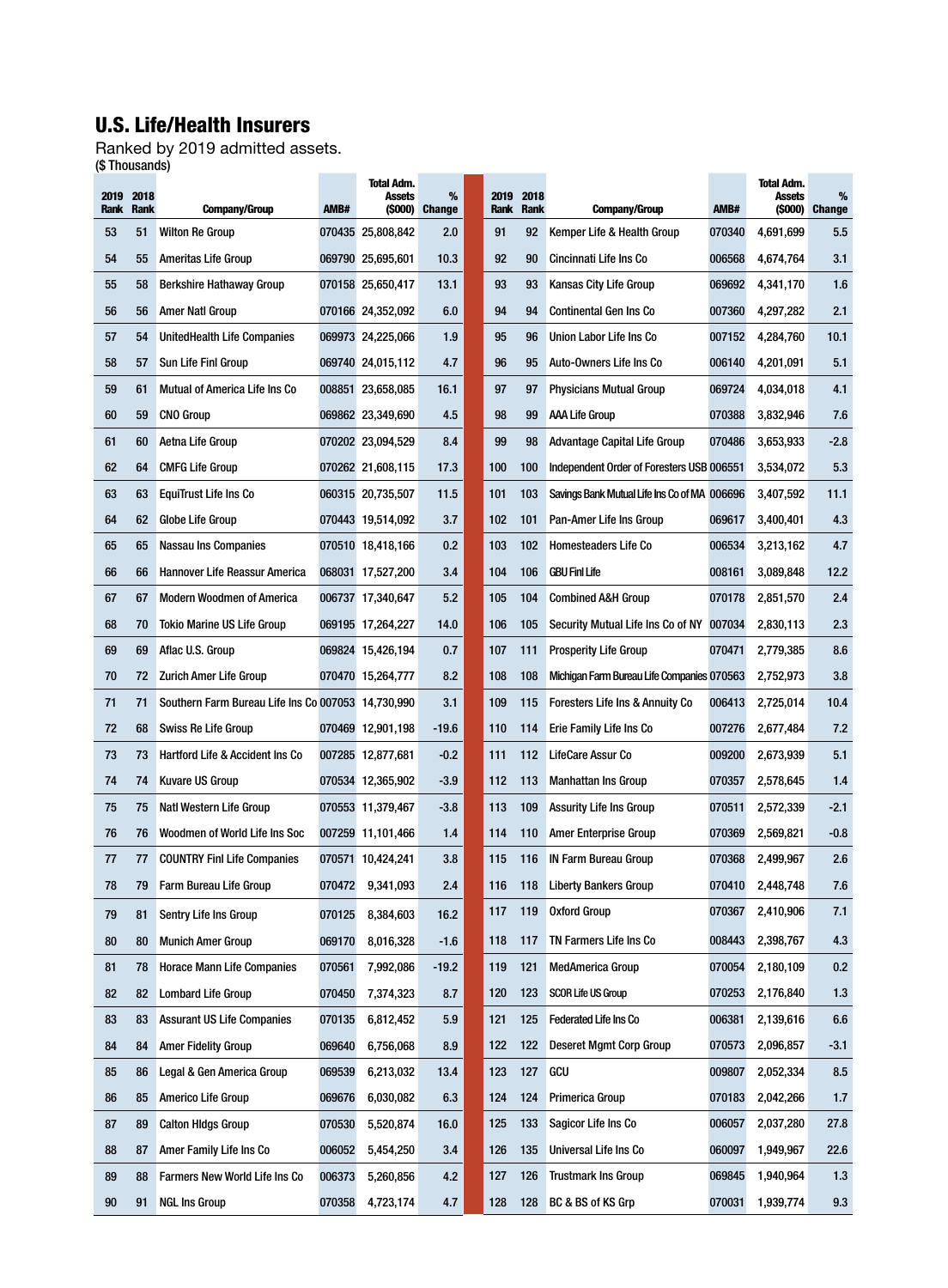# U.S. Life/Health Insurers

Ranked by 2019 admitted assets.
($ Thousands)

| 2019 Rank | 2018 Rank | Company/Group | AMB# | Total Adm. Assets ($000) | % Change |
|---|---|---|---|---|---|
| 53 | 51 | Wilton Re Group | 070435 | 25,808,842 | 2.0 |
| 54 | 55 | Ameritas Life Group | 069790 | 25,695,601 | 10.3 |
| 55 | 58 | Berkshire Hathaway Group | 070158 | 25,650,417 | 13.1 |
| 56 | 56 | Amer Natl Group | 070166 | 24,352,092 | 6.0 |
| 57 | 54 | UnitedHealth Life Companies | 069973 | 24,225,066 | 1.9 |
| 58 | 57 | Sun Life Finl Group | 069740 | 24,015,112 | 4.7 |
| 59 | 61 | Mutual of America Life Ins Co | 008851 | 23,658,085 | 16.1 |
| 60 | 59 | CNO Group | 069862 | 23,349,690 | 4.5 |
| 61 | 60 | Aetna Life Group | 070202 | 23,094,529 | 8.4 |
| 62 | 64 | CMFG Life Group | 070262 | 21,608,115 | 17.3 |
| 63 | 63 | EquiTrust Life Ins Co | 060315 | 20,735,507 | 11.5 |
| 64 | 62 | Globe Life Group | 070443 | 19,514,092 | 3.7 |
| 65 | 65 | Nassau Ins Companies | 070510 | 18,418,166 | 0.2 |
| 66 | 66 | Hannover Life Reassur America | 068031 | 17,527,200 | 3.4 |
| 67 | 67 | Modern Woodmen of America | 006737 | 17,340,647 | 5.2 |
| 68 | 70 | Tokio Marine US Life Group | 069195 | 17,264,227 | 14.0 |
| 69 | 69 | Aflac U.S. Group | 069824 | 15,426,194 | 0.7 |
| 70 | 72 | Zurich Amer Life Group | 070470 | 15,264,777 | 8.2 |
| 71 | 71 | Southern Farm Bureau Life Ins Co | 007053 | 14,730,990 | 3.1 |
| 72 | 68 | Swiss Re Life Group | 070469 | 12,901,198 | -19.6 |
| 73 | 73 | Hartford Life & Accident Ins Co | 007285 | 12,877,681 | -0.2 |
| 74 | 74 | Kuvare US Group | 070534 | 12,365,902 | -3.9 |
| 75 | 75 | Natl Western Life Group | 070553 | 11,379,467 | -3.8 |
| 76 | 76 | Woodmen of World Life Ins Soc | 007259 | 11,101,466 | 1.4 |
| 77 | 77 | COUNTRY Finl Life Companies | 070571 | 10,424,241 | 3.8 |
| 78 | 79 | Farm Bureau Life Group | 070472 | 9,341,093 | 2.4 |
| 79 | 81 | Sentry Life Ins Group | 070125 | 8,384,603 | 16.2 |
| 80 | 80 | Munich Amer Group | 069170 | 8,016,328 | -1.6 |
| 81 | 78 | Horace Mann Life Companies | 070561 | 7,992,086 | -19.2 |
| 82 | 82 | Lombard Life Group | 070450 | 7,374,323 | 8.7 |
| 83 | 83 | Assurant US Life Companies | 070135 | 6,812,452 | 5.9 |
| 84 | 84 | Amer Fidelity Group | 069640 | 6,756,068 | 8.9 |
| 85 | 86 | Legal & Gen America Group | 069539 | 6,213,032 | 13.4 |
| 86 | 85 | Americo Life Group | 069676 | 6,030,082 | 6.3 |
| 87 | 89 | Calton Hldgs Group | 070530 | 5,520,874 | 16.0 |
| 88 | 87 | Amer Family Life Ins Co | 006052 | 5,454,250 | 3.4 |
| 89 | 88 | Farmers New World Life Ins Co | 006373 | 5,260,856 | 4.2 |
| 90 | 91 | NGL Ins Group | 070358 | 4,723,174 | 4.7 |
| 91 | 92 | Kemper Life & Health Group | 070340 | 4,691,699 | 5.5 |
| 92 | 90 | Cincinnati Life Ins Co | 006568 | 4,674,764 | 3.1 |
| 93 | 93 | Kansas City Life Group | 069692 | 4,341,170 | 1.6 |
| 94 | 94 | Continental Gen Ins Co | 007360 | 4,297,282 | 2.1 |
| 95 | 96 | Union Labor Life Ins Co | 007152 | 4,284,760 | 10.1 |
| 96 | 95 | Auto-Owners Life Ins Co | 006140 | 4,201,091 | 5.1 |
| 97 | 97 | Physicians Mutual Group | 069724 | 4,034,018 | 4.1 |
| 98 | 99 | AAA Life Group | 070388 | 3,832,946 | 7.6 |
| 99 | 98 | Advantage Capital Life Group | 070486 | 3,653,933 | -2.8 |
| 100 | 100 | Independent Order of Foresters USB | 006551 | 3,534,072 | 5.3 |
| 101 | 103 | Savings Bank Mutual Life Ins Co of MA | 006696 | 3,407,592 | 11.1 |
| 102 | 101 | Pan-Amer Life Ins Group | 069617 | 3,400,401 | 4.3 |
| 103 | 102 | Homesteaders Life Co | 006534 | 3,213,162 | 4.7 |
| 104 | 106 | GBU Finl Life | 008161 | 3,089,848 | 12.2 |
| 105 | 104 | Combined A&H Group | 070178 | 2,851,570 | 2.4 |
| 106 | 105 | Security Mutual Life Ins Co of NY | 007034 | 2,830,113 | 2.3 |
| 107 | 111 | Prosperity Life Group | 070471 | 2,779,385 | 8.6 |
| 108 | 108 | Michigan Farm Bureau Life Companies | 070563 | 2,752,973 | 3.8 |
| 109 | 115 | Foresters Life Ins & Annuity Co | 006413 | 2,725,014 | 10.4 |
| 110 | 114 | Erie Family Life Ins Co | 007276 | 2,677,484 | 7.2 |
| 111 | 112 | LifeCare Assur Co | 009200 | 2,673,939 | 5.1 |
| 112 | 113 | Manhattan Ins Group | 070357 | 2,578,645 | 1.4 |
| 113 | 109 | Assurity Life Ins Group | 070511 | 2,572,339 | -2.1 |
| 114 | 110 | Amer Enterprise Group | 070369 | 2,569,821 | -0.8 |
| 115 | 116 | IN Farm Bureau Group | 070368 | 2,499,967 | 2.6 |
| 116 | 118 | Liberty Bankers Group | 070410 | 2,448,748 | 7.6 |
| 117 | 119 | Oxford Group | 070367 | 2,410,906 | 7.1 |
| 118 | 117 | TN Farmers Life Ins Co | 008443 | 2,398,767 | 4.3 |
| 119 | 121 | MedAmerica Group | 070054 | 2,180,109 | 0.2 |
| 120 | 123 | SCOR Life US Group | 070253 | 2,176,840 | 1.3 |
| 121 | 125 | Federated Life Ins Co | 006381 | 2,139,616 | 6.6 |
| 122 | 122 | Deseret Mgmt Corp Group | 070573 | 2,096,857 | -3.1 |
| 123 | 127 | GCU | 009807 | 2,052,334 | 8.5 |
| 124 | 124 | Primerica Group | 070183 | 2,042,266 | 1.7 |
| 125 | 133 | Sagicor Life Ins Co | 006057 | 2,037,280 | 27.8 |
| 126 | 135 | Universal Life Ins Co | 060097 | 1,949,967 | 22.6 |
| 127 | 126 | Trustmark Ins Group | 069845 | 1,940,964 | 1.3 |
| 128 | 128 | BC & BS of KS Grp | 070031 | 1,939,774 | 9.3 |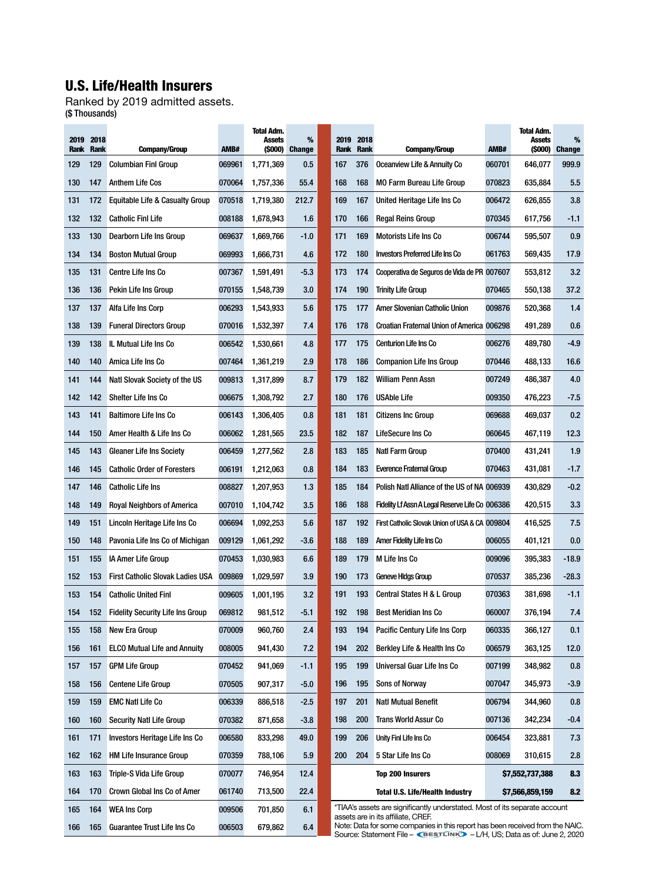## U.S. Life/Health Insurers

Ranked by 2019 admitted assets.
($ Thousands)

| 2019 Rank | 2018 Rank | Company/Group | AMB# | Total Adm. Assets ($000) | % Change |
|---|---|---|---|---|---|
| 129 | 129 | Columbian Finl Group | 069961 | 1,771,369 | 0.5 |
| 130 | 147 | Anthem Life Cos | 070064 | 1,757,336 | 55.4 |
| 131 | 172 | Equitable Life & Casualty Group | 070518 | 1,719,380 | 212.7 |
| 132 | 132 | Catholic Finl Life | 008188 | 1,678,943 | 1.6 |
| 133 | 130 | Dearborn Life Ins Group | 069637 | 1,669,766 | -1.0 |
| 134 | 134 | Boston Mutual Group | 069993 | 1,666,731 | 4.6 |
| 135 | 131 | Centre Life Ins Co | 007367 | 1,591,491 | -5.3 |
| 136 | 136 | Pekin Life Ins Group | 070155 | 1,548,739 | 3.0 |
| 137 | 137 | Alfa Life Ins Corp | 006293 | 1,543,933 | 5.6 |
| 138 | 139 | Funeral Directors Group | 070016 | 1,532,397 | 7.4 |
| 139 | 138 | IL Mutual Life Ins Co | 006542 | 1,530,661 | 4.8 |
| 140 | 140 | Amica Life Ins Co | 007464 | 1,361,219 | 2.9 |
| 141 | 144 | Natl Slovak Society of the US | 009813 | 1,317,899 | 8.7 |
| 142 | 142 | Shelter Life Ins Co | 006675 | 1,308,792 | 2.7 |
| 143 | 141 | Baltimore Life Ins Co | 006143 | 1,306,405 | 0.8 |
| 144 | 150 | Amer Health & Life Ins Co | 006062 | 1,281,565 | 23.5 |
| 145 | 143 | Gleaner Life Ins Society | 006459 | 1,277,562 | 2.8 |
| 146 | 145 | Catholic Order of Foresters | 006191 | 1,212,063 | 0.8 |
| 147 | 146 | Catholic Life Ins | 008827 | 1,207,953 | 1.3 |
| 148 | 149 | Royal Neighbors of America | 007010 | 1,104,742 | 3.5 |
| 149 | 151 | Lincoln Heritage Life Ins Co | 006694 | 1,092,253 | 5.6 |
| 150 | 148 | Pavonia Life Ins Co of Michigan | 009129 | 1,061,292 | -3.6 |
| 151 | 155 | IA Amer Life Group | 070453 | 1,030,983 | 6.6 |
| 152 | 153 | First Catholic Slovak Ladies USA | 009869 | 1,029,597 | 3.9 |
| 153 | 154 | Catholic United Finl | 009605 | 1,001,195 | 3.2 |
| 154 | 152 | Fidelity Security Life Ins Group | 069812 | 981,512 | -5.1 |
| 155 | 158 | New Era Group | 070009 | 960,760 | 2.4 |
| 156 | 161 | ELCO Mutual Life and Annuity | 008005 | 941,430 | 7.2 |
| 157 | 157 | GPM Life Group | 070452 | 941,069 | -1.1 |
| 158 | 156 | Centene Life Group | 070505 | 907,317 | -5.0 |
| 159 | 159 | EMC Natl Life Co | 006339 | 886,518 | -2.5 |
| 160 | 160 | Security Natl Life Group | 070382 | 871,658 | -3.8 |
| 161 | 171 | Investors Heritage Life Ins Co | 006580 | 833,298 | 49.0 |
| 162 | 162 | HM Life Insurance Group | 070359 | 788,106 | 5.9 |
| 163 | 163 | Triple-S Vida Life Group | 070077 | 746,954 | 12.4 |
| 164 | 170 | Crown Global Ins Co of Amer | 061740 | 713,500 | 22.4 |
| 165 | 164 | WEA Ins Corp | 009506 | 701,850 | 6.1 |
| 166 | 165 | Guarantee Trust Life Ins Co | 006503 | 679,862 | 6.4 |
| 167 | 376 | Oceanview Life & Annuity Co | 060701 | 646,077 | 999.9 |
| 168 | 168 | MO Farm Bureau Life Group | 070823 | 635,884 | 5.5 |
| 169 | 167 | United Heritage Life Ins Co | 006472 | 626,855 | 3.8 |
| 170 | 166 | Regal Reins Group | 070345 | 617,756 | -1.1 |
| 171 | 169 | Motorists Life Ins Co | 006744 | 595,507 | 0.9 |
| 172 | 180 | Investors Preferred Life Ins Co | 061763 | 569,435 | 17.9 |
| 173 | 174 | Cooperativa de Seguros de Vida de PR | 007607 | 553,812 | 3.2 |
| 174 | 190 | Trinity Life Group | 070465 | 550,138 | 37.2 |
| 175 | 177 | Amer Slovenian Catholic Union | 009876 | 520,368 | 1.4 |
| 176 | 178 | Croatian Fraternal Union of America | 006298 | 491,289 | 0.6 |
| 177 | 175 | Centurion Life Ins Co | 006276 | 489,780 | -4.9 |
| 178 | 186 | Companion Life Ins Group | 070446 | 488,133 | 16.6 |
| 179 | 182 | William Penn Assn | 007249 | 486,387 | 4.0 |
| 180 | 176 | USAble Life | 009350 | 476,223 | -7.5 |
| 181 | 181 | Citizens Inc Group | 069688 | 469,037 | 0.2 |
| 182 | 187 | LifeSecure Ins Co | 060645 | 467,119 | 12.3 |
| 183 | 185 | Natl Farm Group | 070400 | 431,241 | 1.9 |
| 184 | 183 | Everence Fraternal Group | 070463 | 431,081 | -1.7 |
| 185 | 184 | Polish Natl Alliance of the US of NA | 006939 | 430,829 | -0.2 |
| 186 | 188 | Fidelity Lf Assn A Legal Reserve Life Co | 006386 | 420,515 | 3.3 |
| 187 | 192 | First Catholic Slovak Union of USA & CA | 009804 | 416,525 | 7.5 |
| 188 | 189 | Amer Fidelity Life Ins Co | 006055 | 401,121 | 0.0 |
| 189 | 179 | M Life Ins Co | 009096 | 395,383 | -18.9 |
| 190 | 173 | Geneve Hldgs Group | 070537 | 385,236 | -28.3 |
| 191 | 193 | Central States H & L Group | 070363 | 381,698 | -1.1 |
| 192 | 198 | Best Meridian Ins Co | 060007 | 376,194 | 7.4 |
| 193 | 194 | Pacific Century Life Ins Corp | 060335 | 366,127 | 0.1 |
| 194 | 202 | Berkley Life & Health Ins Co | 006579 | 363,125 | 12.0 |
| 195 | 199 | Universal Guar Life Ins Co | 007199 | 348,982 | 0.8 |
| 196 | 195 | Sons of Norway | 007047 | 345,973 | -3.9 |
| 197 | 201 | Natl Mutual Benefit | 006794 | 344,960 | 0.8 |
| 198 | 200 | Trans World Assur Co | 007136 | 342,234 | -0.4 |
| 199 | 206 | Unity Finl Life Ins Co | 006454 | 323,881 | 7.3 |
| 200 | 204 | 5 Star Life Ins Co | 008069 | 310,615 | 2.8 |
| | | **Top 200 Insurers** | | **$7,552,737,388** | **8.3** |
| | | **Total U.S. Life/Health Industry** | | **$7,566,859,159** | **8.2** |

*TIAA's assets are significantly understated. Most of its separate account assets are in its affiliate, CREF.
Note: Data for some companies in this report has been received from the NAIC.
Source: Statement File – BESTLINK – L/H, US; Data as of: June 2, 2020